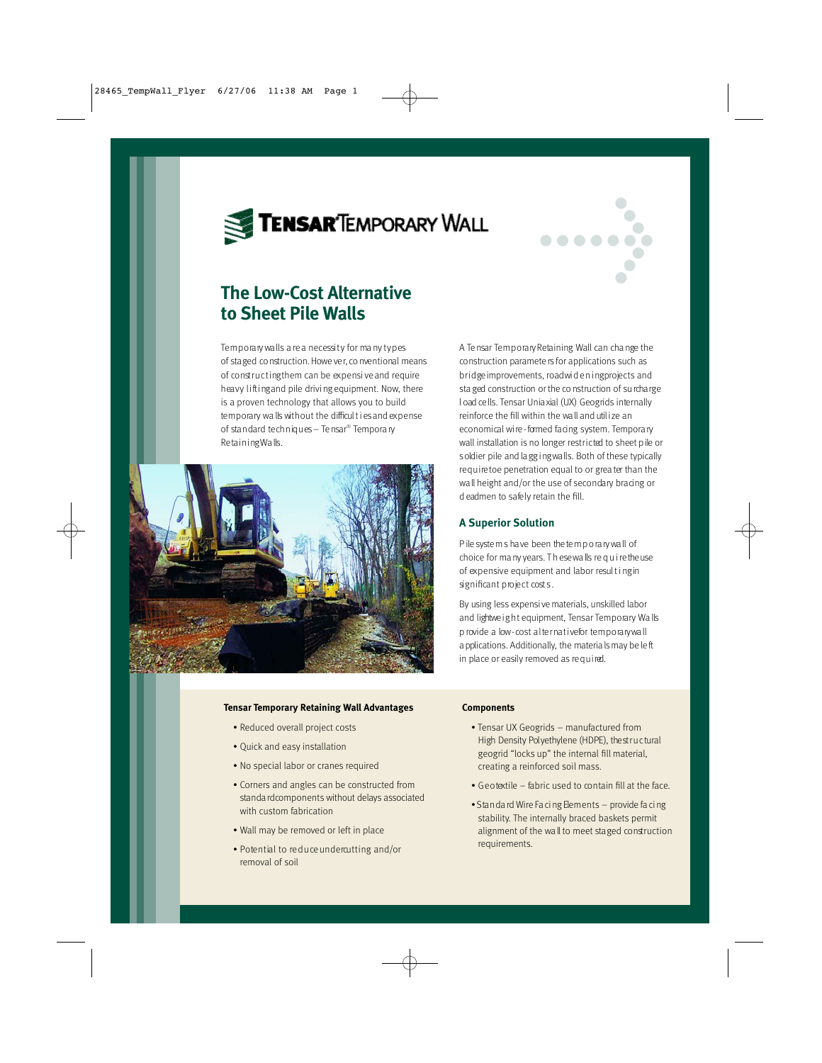# Tensar Temporary Wall

## The Low-Cost Alternative to Sheet Pile Walls

Temporary walls are a necessity for many types of staged construction. However, conventional means of constructing them can be expensive and require heavy lifting and pile driving equipment. Now, there is a proven technology that allows you to build temporary walls without the difficulties and expense of standard techniques – Tensar® Temporary Retaining Walls.

A Tensar Temporary Retaining Wall can change the construction parameters for applications such as bridge improvements, roadwidening projects and staged construction or the construction of surcharge load cells. Tensar Uniaxial (UX) Geogrids internally reinforce the fill within the wall and utilize an economical wire-formed facing system. Temporary wall installation is no longer restricted to sheet pile or soldier pile and lagging walls. Both of these typically require toe penetration equal to or greater than the wall height and/or the use of secondary bracing or deadmen to safely retain the fill.

### A Superior Solution

Pile systems have been the temporary wall of choice for many years. These walls require the use of expensive equipment and labor resulting in significant project costs.

By using less expensive materials, unskilled labor and lightweight equipment, Tensar Temporary Walls provide a low-cost alternative for temporary wall applications. Additionally, the materials may be left in place or easily removed as required.

**Tensar Temporary Retaining Wall Advantages**

- Reduced overall project costs
- Quick and easy installation
- No special labor or cranes required
- Corners and angles can be constructed from standard components without delays associated with custom fabrication
- Wall may be removed or left in place
- Potential to reduce undercutting and/or removal of soil

**Components**

- Tensar UX Geogrids – manufactured from High Density Polyethylene (HDPE), the structural geogrid "locks up" the internal fill material, creating a reinforced soil mass.
- Geotextile – fabric used to contain fill at the face.
- Standard Wire Facing Elements – provide facing stability. The internally braced baskets permit alignment of the wall to meet staged construction requirements.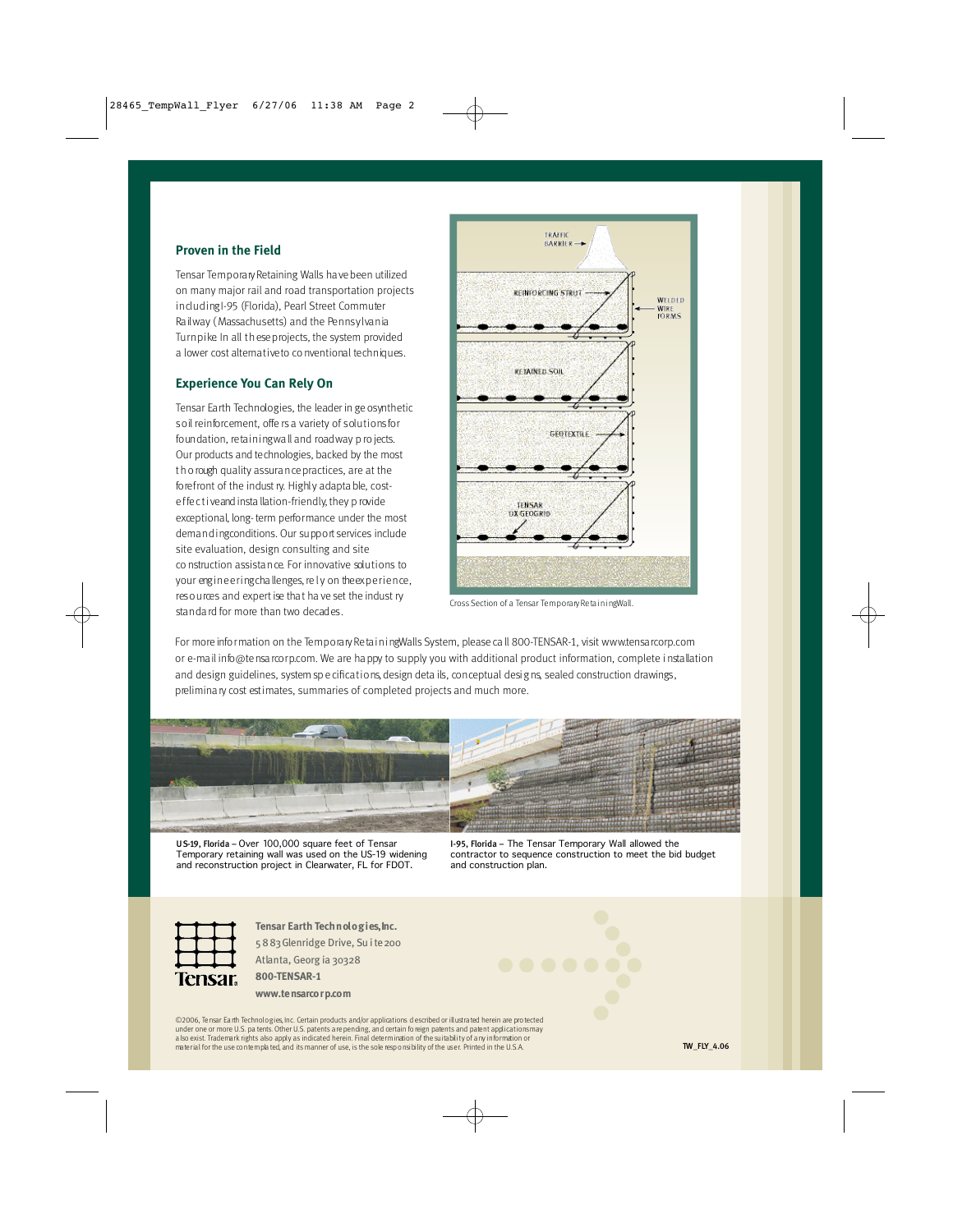## Proven in the Field

Tensar Temporary Retaining Walls have been utilized on many major rail and road transportation projects including I-95 (Florida), Pearl Street Commuter Railway (Massachusetts) and the Pennsylvania Turnpike. In all these projects, the system provided a lower cost alternative to conventional techniques.

## Experience You Can Rely On

Tensar Earth Technologies, the leader in geosynthetic soil reinforcement, offers a variety of solutions for foundation, retaining wall and roadway projects. Our products and technologies, backed by the most thorough quality assurance practices, are at the forefront of the industry. Highly adaptable, cost-effective and installation-friendly, they provide exceptional, long-term performance under the most demanding conditions. Our support services include site evaluation, design consulting and site construction assistance. For innovative solutions to your engineering challenges, rely on the experience, resources and expertise that have set the industry standard for more than two decades.

TRAFFIC BARRIER

REINFORCING STRUT

WELDED WIRE FORMS

RETAINED SOIL

GEOTEXTILE

TENSAR UX GEOGRID

Cross Section of a Tensar Temporary Retaining Wall.

For more information on the Temporary Retaining Walls System, please call 800-TENSAR-1, visit www.tensarcorp.com or e-mail info@tensarcorp.com. We are happy to supply you with additional product information, complete installation and design guidelines, system specifications, design details, conceptual designs, sealed construction drawings, preliminary cost estimates, summaries of completed projects and much more.

**US-19, Florida** – Over 100,000 square feet of Tensar Temporary retaining wall was used on the US-19 widening and reconstruction project in Clearwater, FL for FDOT.

**I-95, Florida** – The Tensar Temporary Wall allowed the contractor to sequence construction to meet the bid budget and construction plan.

Tensar

**Tensar Earth Technologies, Inc.**
5883 Glenridge Drive, Suite 200
Atlanta, Georgia 30328
**800-TENSAR-1**
**www.tensarcorp.com**

©2006, Tensar Earth Technologies, Inc. Certain products and/or applications described or illustrated herein are protected under one or more U.S. patents. Other U.S. patents are pending, and certain foreign patents and patent applications may also exist. Trademark rights also apply as indicated herein. Final determination of the suitability of any information or material for the use contemplated, and its manner of use, is the sole responsibility of the user. Printed in the U.S.A.

TW_FLY_4.06